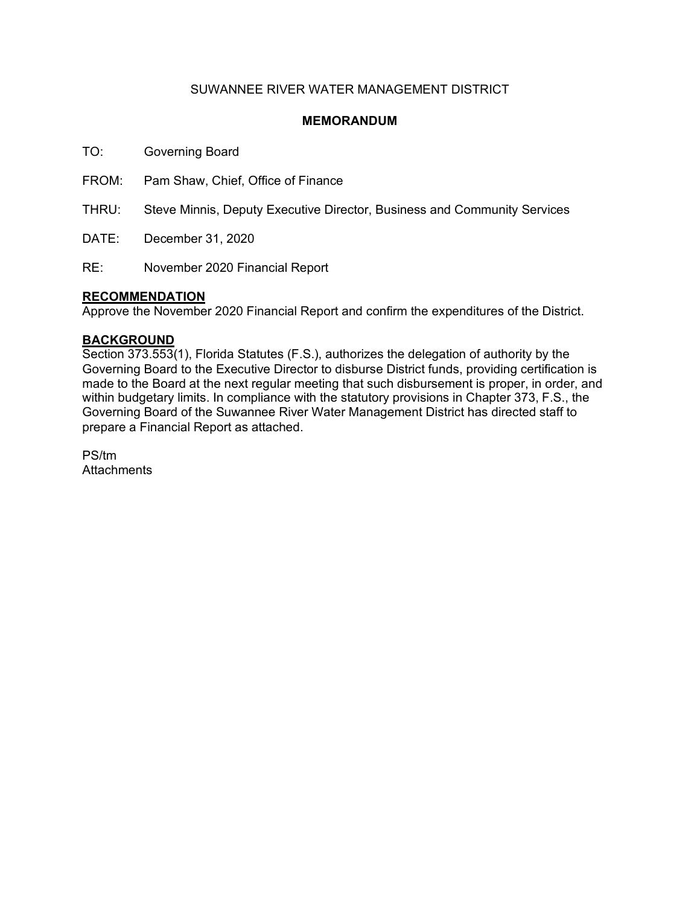SUWANNEE RIVER WATER MANAGEMENT DISTRICT

**MEMORANDUM**

TO: Governing Board

FROM: Pam Shaw, Chief, Office of Finance

THRU: Steve Minnis, Deputy Executive Director, Business and Community Services

DATE: December 31, 2020

RE: November 2020 Financial Report

**RECOMMENDATION**

Approve the November 2020 Financial Report and confirm the expenditures of the District.

**BACKGROUND**

Section 373.553(1), Florida Statutes (F.S.), authorizes the delegation of authority by the Governing Board to the Executive Director to disburse District funds, providing certification is made to the Board at the next regular meeting that such disbursement is proper, in order, and within budgetary limits. In compliance with the statutory provisions in Chapter 373, F.S., the Governing Board of the Suwannee River Water Management District has directed staff to prepare a Financial Report as attached.

PS/tm
Attachments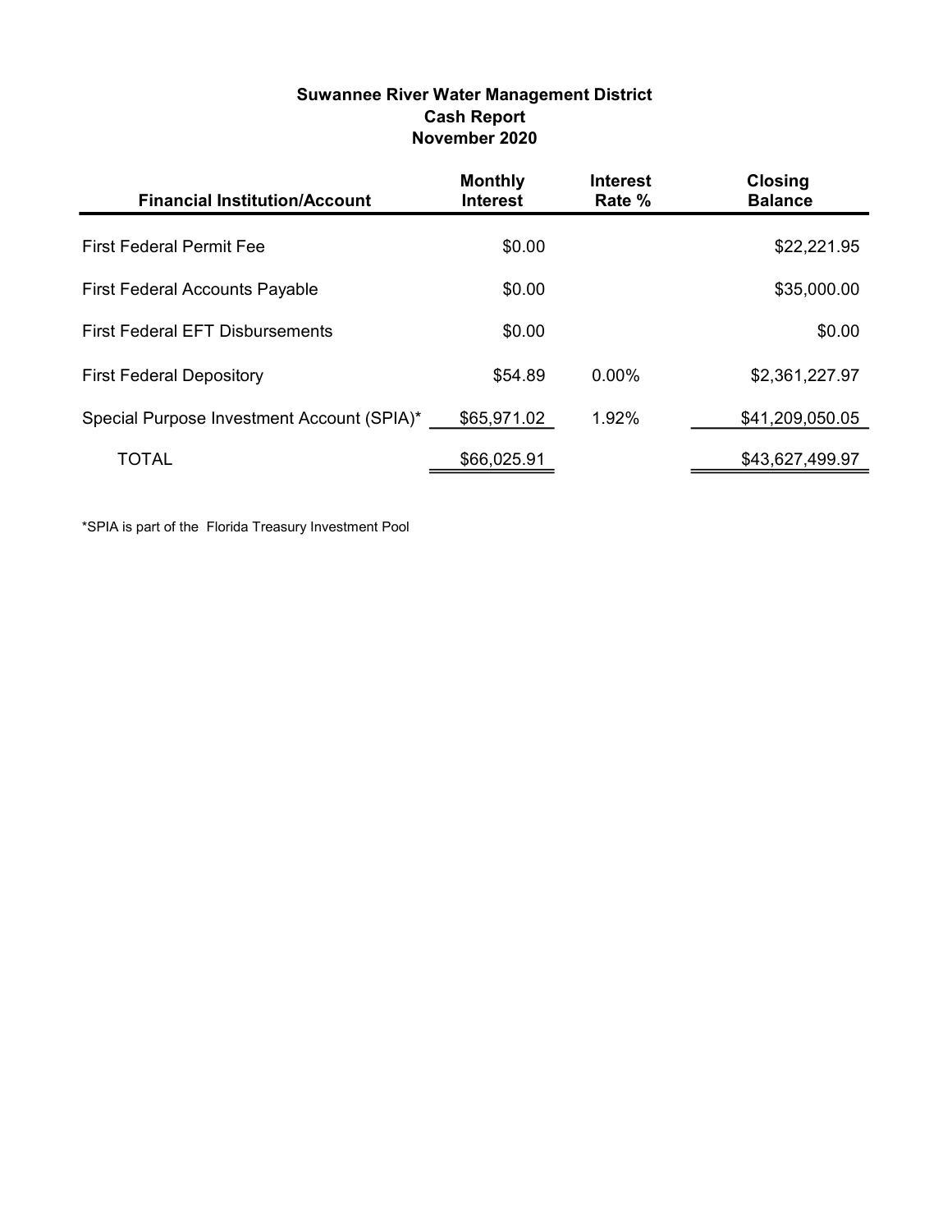**Suwannee River Water Management District**
**Cash Report**
**November 2020**

| Financial Institution/Account | Monthly Interest | Interest Rate % | Closing Balance |
|---|---|---|---|
| First Federal Permit Fee | $0.00 | | $22,221.95 |
| First Federal Accounts Payable | $0.00 | | $35,000.00 |
| First Federal EFT Disbursements | $0.00 | | $0.00 |
| First Federal Depository | $54.89 | 0.00% | $2,361,227.97 |
| Special Purpose Investment Account (SPIA)* | $65,971.02 | 1.92% | $41,209,050.05 |
| TOTAL | $66,025.91 | | $43,627,499.97 |

*SPIA is part of the Florida Treasury Investment Pool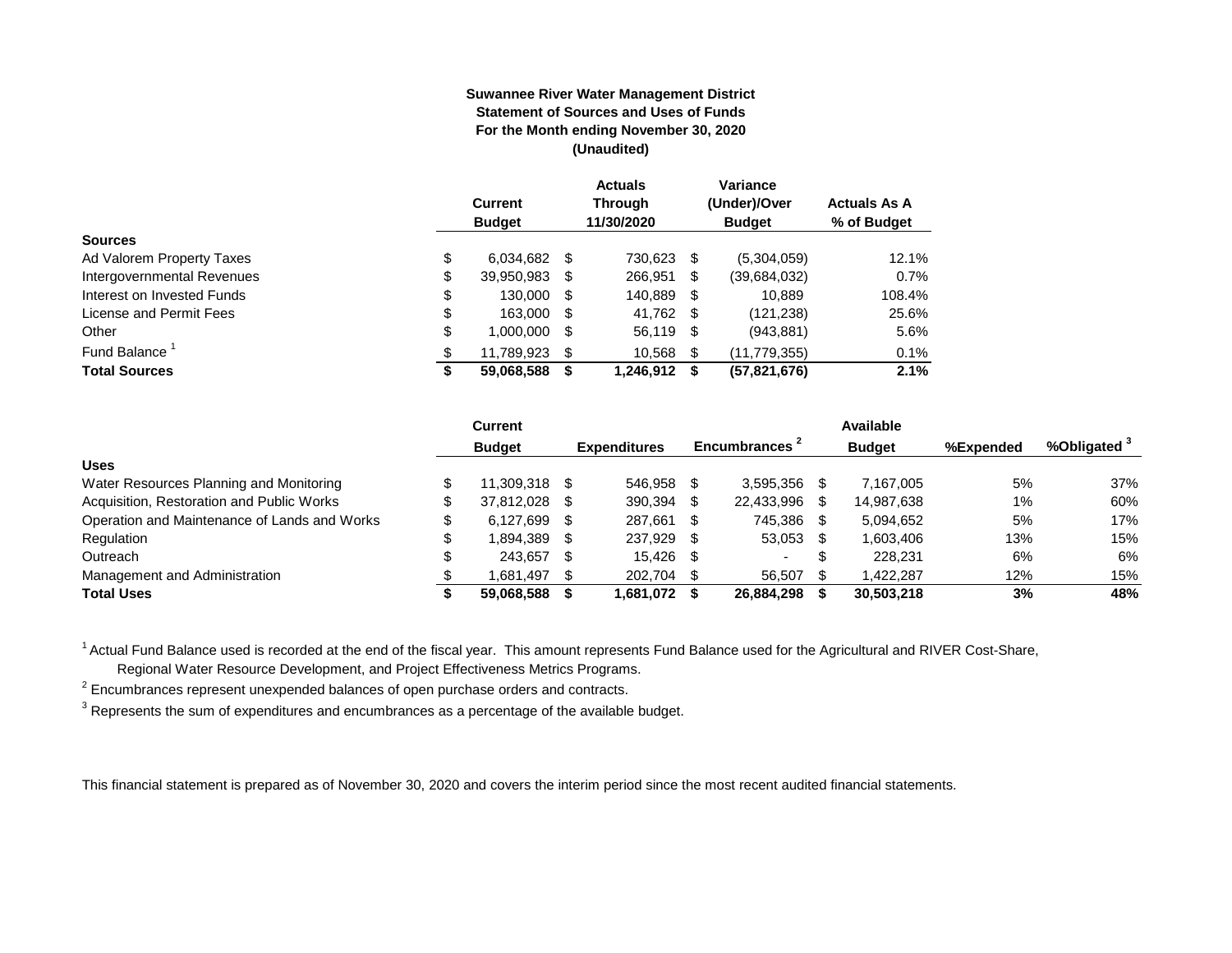**Suwannee River Water Management District**
**Statement of Sources and Uses of Funds**
**For the Month ending November 30, 2020**
**(Unaudited)**

| | Current Budget | Actuals Through 11/30/2020 | Variance (Under)/Over Budget | Actuals As A % of Budget |
|---|---|---|---|---|
| **Sources** | | | | |
| Ad Valorem Property Taxes | $ 6,034,682 | $ 730,623 | $ (5,304,059) | 12.1% |
| Intergovernmental Revenues | $ 39,950,983 | $ 266,951 | $ (39,684,032) | 0.7% |
| Interest on Invested Funds | $ 130,000 | $ 140,889 | $ 10,889 | 108.4% |
| License and Permit Fees | $ 163,000 | $ 41,762 | $ (121,238) | 25.6% |
| Other | $ 1,000,000 | $ 56,119 | $ (943,881) | 5.6% |
| Fund Balance [1] | $ 11,789,923 | $ 10,568 | $ (11,779,355) | 0.1% |
| **Total Sources** | **$ 59,068,588** | **$ 1,246,912** | **$ (57,821,676)** | **2.1%** |

| | Current Budget | Expenditures | Encumbrances [2] | Available Budget | %Expended | %Obligated [3] |
|---|---|---|---|---|---|---|
| **Uses** | | | | | | |
| Water Resources Planning and Monitoring | $ 11,309,318 | $ 546,958 | $ 3,595,356 | $ 7,167,005 | 5% | 37% |
| Acquisition, Restoration and Public Works | $ 37,812,028 | $ 390,394 | $ 22,433,996 | $ 14,987,638 | 1% | 60% |
| Operation and Maintenance of Lands and Works | $ 6,127,699 | $ 287,661 | $ 745,386 | $ 5,094,652 | 5% | 17% |
| Regulation | $ 1,894,389 | $ 237,929 | $ 53,053 | $ 1,603,406 | 13% | 15% |
| Outreach | $ 243,657 | $ 15,426 | $ - | $ 228,231 | 6% | 6% |
| Management and Administration | $ 1,681,497 | $ 202,704 | $ 56,507 | $ 1,422,287 | 12% | 15% |
| **Total Uses** | **$ 59,068,588** | **$ 1,681,072** | **$ 26,884,298** | **$ 30,503,218** | **3%** | **48%** |

[1] Actual Fund Balance used is recorded at the end of the fiscal year. This amount represents Fund Balance used for the Agricultural and RIVER Cost-Share, Regional Water Resource Development, and Project Effectiveness Metrics Programs.

[2] Encumbrances represent unexpended balances of open purchase orders and contracts.

[3] Represents the sum of expenditures and encumbrances as a percentage of the available budget.

This financial statement is prepared as of November 30, 2020 and covers the interim period since the most recent audited financial statements.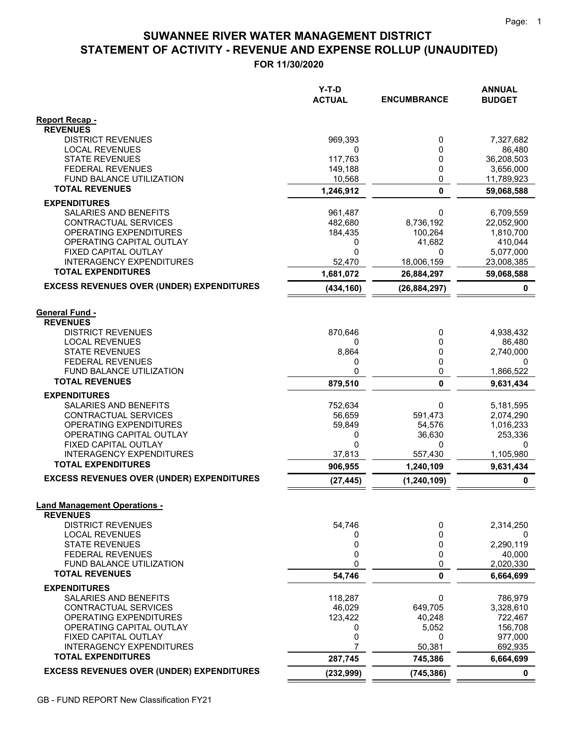# SUWANNEE RIVER WATER MANAGEMENT DISTRICT
## STATEMENT OF ACTIVITY - REVENUE AND EXPENSE ROLLUP (UNAUDITED)
### FOR 11/30/2020

| | Y-T-D ACTUAL | ENCUMBRANCE | ANNUAL BUDGET |
|---|---|---|---|
| **Report Recap -** | | | |
| **REVENUES** | | | |
| DISTRICT REVENUES | 969,393 | 0 | 7,327,682 |
| LOCAL REVENUES | 0 | 0 | 86,480 |
| STATE REVENUES | 117,763 | 0 | 36,208,503 |
| FEDERAL REVENUES | 149,188 | 0 | 3,656,000 |
| FUND BALANCE UTILIZATION | 10,568 | 0 | 11,789,923 |
| **TOTAL REVENUES** | **1,246,912** | **0** | **59,068,588** |
| **EXPENDITURES** | | | |
| SALARIES AND BENEFITS | 961,487 | 0 | 6,709,559 |
| CONTRACTUAL SERVICES | 482,680 | 8,736,192 | 22,052,900 |
| OPERATING EXPENDITURES | 184,435 | 100,264 | 1,810,700 |
| OPERATING CAPITAL OUTLAY | 0 | 41,682 | 410,044 |
| FIXED CAPITAL OUTLAY | 0 | 0 | 5,077,000 |
| INTERAGENCY EXPENDITURES | 52,470 | 18,006,159 | 23,008,385 |
| **TOTAL EXPENDITURES** | **1,681,072** | **26,884,297** | **59,068,588** |
| **EXCESS REVENUES OVER (UNDER) EXPENDITURES** | **(434,160)** | **(26,884,297)** | **0** |
| **General Fund -** | | | |
| **REVENUES** | | | |
| DISTRICT REVENUES | 870,646 | 0 | 4,938,432 |
| LOCAL REVENUES | 0 | 0 | 86,480 |
| STATE REVENUES | 8,864 | 0 | 2,740,000 |
| FEDERAL REVENUES | 0 | 0 | 0 |
| FUND BALANCE UTILIZATION | 0 | 0 | 1,866,522 |
| **TOTAL REVENUES** | **879,510** | **0** | **9,631,434** |
| **EXPENDITURES** | | | |
| SALARIES AND BENEFITS | 752,634 | 0 | 5,181,595 |
| CONTRACTUAL SERVICES | 56,659 | 591,473 | 2,074,290 |
| OPERATING EXPENDITURES | 59,849 | 54,576 | 1,016,233 |
| OPERATING CAPITAL OUTLAY | 0 | 36,630 | 253,336 |
| FIXED CAPITAL OUTLAY | 0 | 0 | 0 |
| INTERAGENCY EXPENDITURES | 37,813 | 557,430 | 1,105,980 |
| **TOTAL EXPENDITURES** | **906,955** | **1,240,109** | **9,631,434** |
| **EXCESS REVENUES OVER (UNDER) EXPENDITURES** | **(27,445)** | **(1,240,109)** | **0** |
| **Land Management Operations -** | | | |
| **REVENUES** | | | |
| DISTRICT REVENUES | 54,746 | 0 | 2,314,250 |
| LOCAL REVENUES | 0 | 0 | 0 |
| STATE REVENUES | 0 | 0 | 2,290,119 |
| FEDERAL REVENUES | 0 | 0 | 40,000 |
| FUND BALANCE UTILIZATION | 0 | 0 | 2,020,330 |
| **TOTAL REVENUES** | **54,746** | **0** | **6,664,699** |
| **EXPENDITURES** | | | |
| SALARIES AND BENEFITS | 118,287 | 0 | 786,979 |
| CONTRACTUAL SERVICES | 46,029 | 649,705 | 3,328,610 |
| OPERATING EXPENDITURES | 123,422 | 40,248 | 722,467 |
| OPERATING CAPITAL OUTLAY | 0 | 5,052 | 156,708 |
| FIXED CAPITAL OUTLAY | 0 | 0 | 977,000 |
| INTERAGENCY EXPENDITURES | 7 | 50,381 | 692,935 |
| **TOTAL EXPENDITURES** | **287,745** | **745,386** | **6,664,699** |
| **EXCESS REVENUES OVER (UNDER) EXPENDITURES** | **(232,999)** | **(745,386)** | **0** |

GB - FUND REPORT New Classification FY21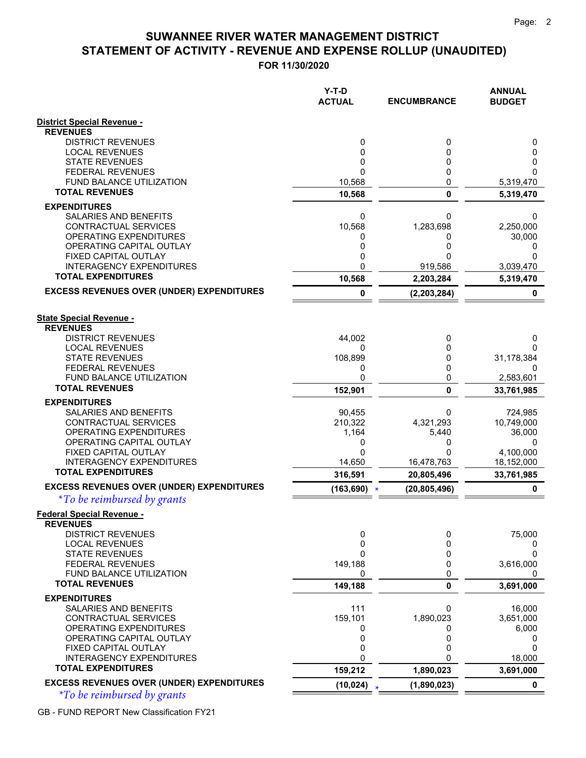# SUWANNEE RIVER WATER MANAGEMENT DISTRICT
## STATEMENT OF ACTIVITY - REVENUE AND EXPENSE ROLLUP (UNAUDITED)
### FOR 11/30/2020

| | Y-T-D ACTUAL | ENCUMBRANCE | ANNUAL BUDGET |
|---|---|---|---|
| **District Special Revenue -** | | | |
| **REVENUES** | | | |
| DISTRICT REVENUES | 0 | 0 | 0 |
| LOCAL REVENUES | 0 | 0 | 0 |
| STATE REVENUES | 0 | 0 | 0 |
| FEDERAL REVENUES | 0 | 0 | 0 |
| FUND BALANCE UTILIZATION | 10,568 | 0 | 5,319,470 |
| **TOTAL REVENUES** | **10,568** | **0** | **5,319,470** |
| **EXPENDITURES** | | | |
| SALARIES AND BENEFITS | 0 | 0 | 0 |
| CONTRACTUAL SERVICES | 10,568 | 1,283,698 | 2,250,000 |
| OPERATING EXPENDITURES | 0 | 0 | 30,000 |
| OPERATING CAPITAL OUTLAY | 0 | 0 | 0 |
| FIXED CAPITAL OUTLAY | 0 | 0 | 0 |
| INTERAGENCY EXPENDITURES | 0 | 919,586 | 3,039,470 |
| **TOTAL EXPENDITURES** | **10,568** | **2,203,284** | **5,319,470** |
| **EXCESS REVENUES OVER (UNDER) EXPENDITURES** | **0** | **(2,203,284)** | **0** |
| **State Special Revenue -** | | | |
| **REVENUES** | | | |
| DISTRICT REVENUES | 44,002 | 0 | 0 |
| LOCAL REVENUES | 0 | 0 | 0 |
| STATE REVENUES | 108,899 | 0 | 31,178,384 |
| FEDERAL REVENUES | 0 | 0 | 0 |
| FUND BALANCE UTILIZATION | 0 | 0 | 2,583,601 |
| **TOTAL REVENUES** | **152,901** | **0** | **33,761,985** |
| **EXPENDITURES** | | | |
| SALARIES AND BENEFITS | 90,455 | 0 | 724,985 |
| CONTRACTUAL SERVICES | 210,322 | 4,321,293 | 10,749,000 |
| OPERATING EXPENDITURES | 1,164 | 5,440 | 36,000 |
| OPERATING CAPITAL OUTLAY | 0 | 0 | 0 |
| FIXED CAPITAL OUTLAY | 0 | 0 | 4,100,000 |
| INTERAGENCY EXPENDITURES | 14,650 | 16,478,763 | 18,152,000 |
| **TOTAL EXPENDITURES** | **316,591** | **20,805,496** | **33,761,985** |
| **EXCESS REVENUES OVER (UNDER) EXPENDITURES** | **(163,690)** * | **(20,805,496)** | **0** |
| *\*To be reimbursed by grants* | | | |
| **Federal Special Revenue -** | | | |
| **REVENUES** | | | |
| DISTRICT REVENUES | 0 | 0 | 75,000 |
| LOCAL REVENUES | 0 | 0 | 0 |
| STATE REVENUES | 0 | 0 | 0 |
| FEDERAL REVENUES | 149,188 | 0 | 3,616,000 |
| FUND BALANCE UTILIZATION | 0 | 0 | 0 |
| **TOTAL REVENUES** | **149,188** | **0** | **3,691,000** |
| **EXPENDITURES** | | | |
| SALARIES AND BENEFITS | 111 | 0 | 16,000 |
| CONTRACTUAL SERVICES | 159,101 | 1,890,023 | 3,651,000 |
| OPERATING EXPENDITURES | 0 | 0 | 6,000 |
| OPERATING CAPITAL OUTLAY | 0 | 0 | 0 |
| FIXED CAPITAL OUTLAY | 0 | 0 | 0 |
| INTERAGENCY EXPENDITURES | 0 | 0 | 18,000 |
| **TOTAL EXPENDITURES** | **159,212** | **1,890,023** | **3,691,000** |
| **EXCESS REVENUES OVER (UNDER) EXPENDITURES** | **(10,024)** * | **(1,890,023)** | **0** |
| *\*To be reimbursed by grants* | | | |

GB - FUND REPORT New Classification FY21